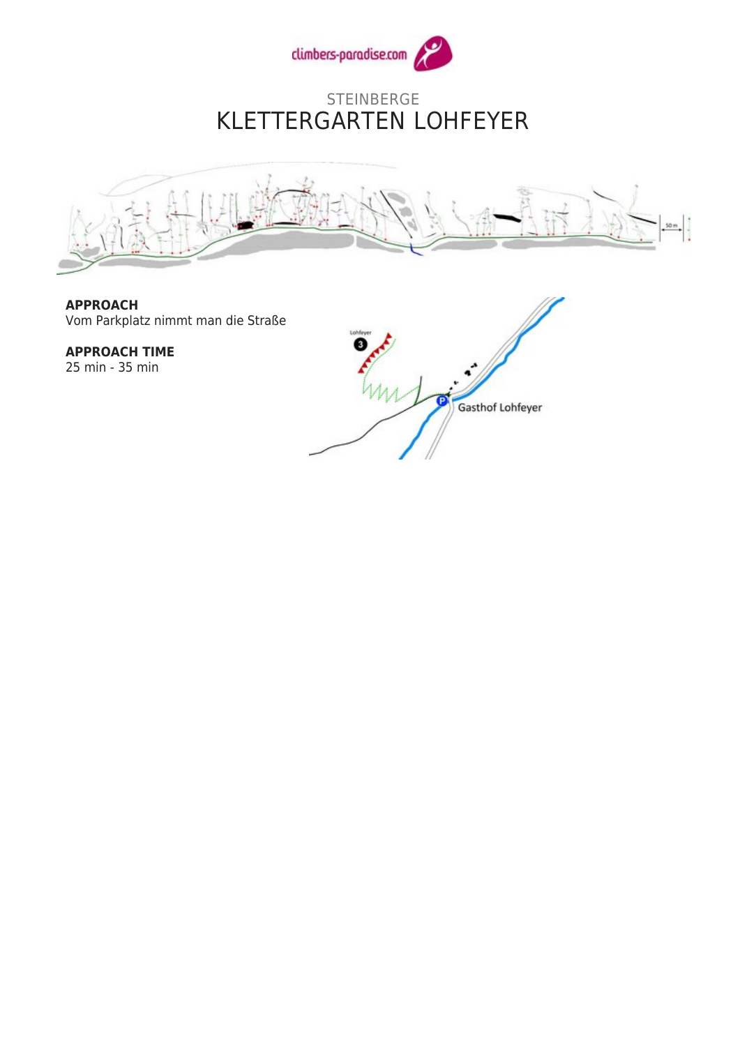STEINBERGE

# KLETTERGARTEN LOHFEYER

**APPROACH**
Vom Parkplatz nimmt man die Straße

**APPROACH TIME**
25 min - 35 min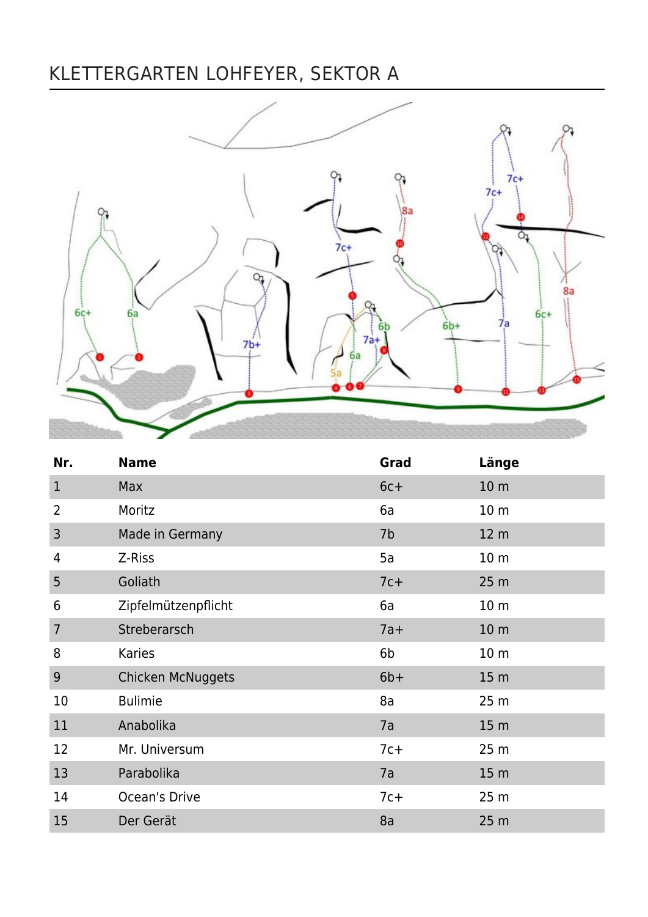# KLETTERGARTEN LOHFEYER, SEKTOR A

| Nr. | Name | Grad | Länge |
|---|---|---|---|
| 1 | Max | 6c+ | 10 m |
| 2 | Moritz | 6a | 10 m |
| 3 | Made in Germany | 7b | 12 m |
| 4 | Z-Riss | 5a | 10 m |
| 5 | Goliath | 7c+ | 25 m |
| 6 | Zipfelmützenpflicht | 6a | 10 m |
| 7 | Streberarsch | 7a+ | 10 m |
| 8 | Karies | 6b | 10 m |
| 9 | Chicken McNuggets | 6b+ | 15 m |
| 10 | Bulimie | 8a | 25 m |
| 11 | Anabolika | 7a | 15 m |
| 12 | Mr. Universum | 7c+ | 25 m |
| 13 | Parabolika | 7a | 15 m |
| 14 | Ocean's Drive | 7c+ | 25 m |
| 15 | Der Gerät | 8a | 25 m |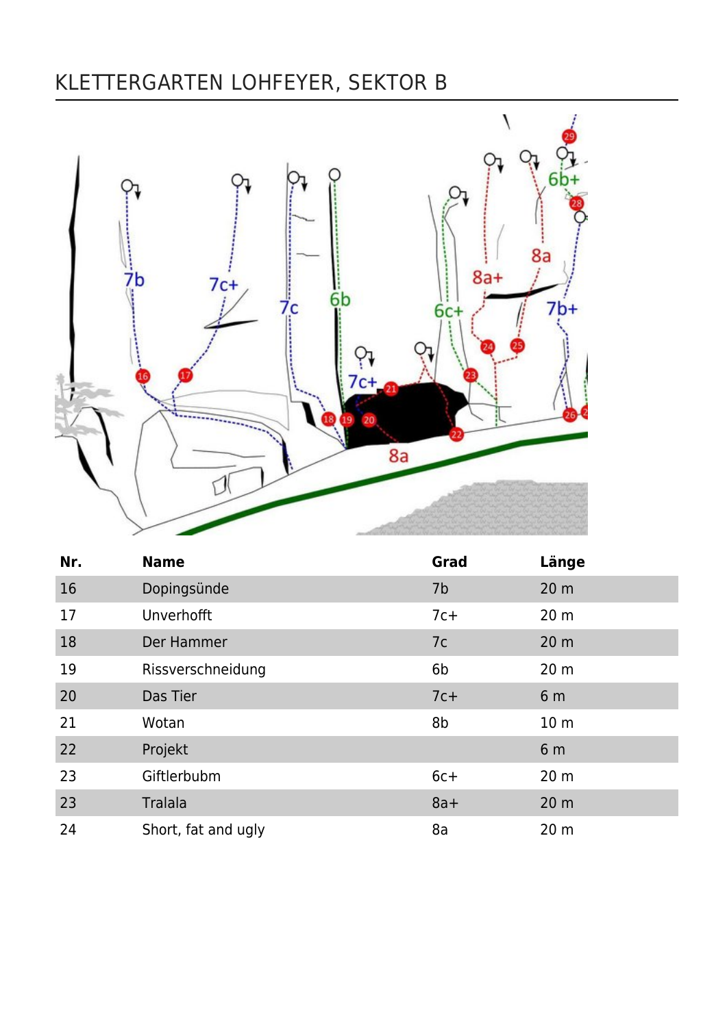# KLETTERGARTEN LOHFEYER, SEKTOR B

| Nr. | Name | Grad | Länge |
|---|---|---|---|
| 16 | Dopingsünde | 7b | 20 m |
| 17 | Unverhofft | 7c+ | 20 m |
| 18 | Der Hammer | 7c | 20 m |
| 19 | Rissverschneidung | 6b | 20 m |
| 20 | Das Tier | 7c+ | 6 m |
| 21 | Wotan | 8b | 10 m |
| 22 | Projekt | | 6 m |
| 23 | Giftlerbubm | 6c+ | 20 m |
| 23 | Tralala | 8a+ | 20 m |
| 24 | Short, fat and ugly | 8a | 20 m |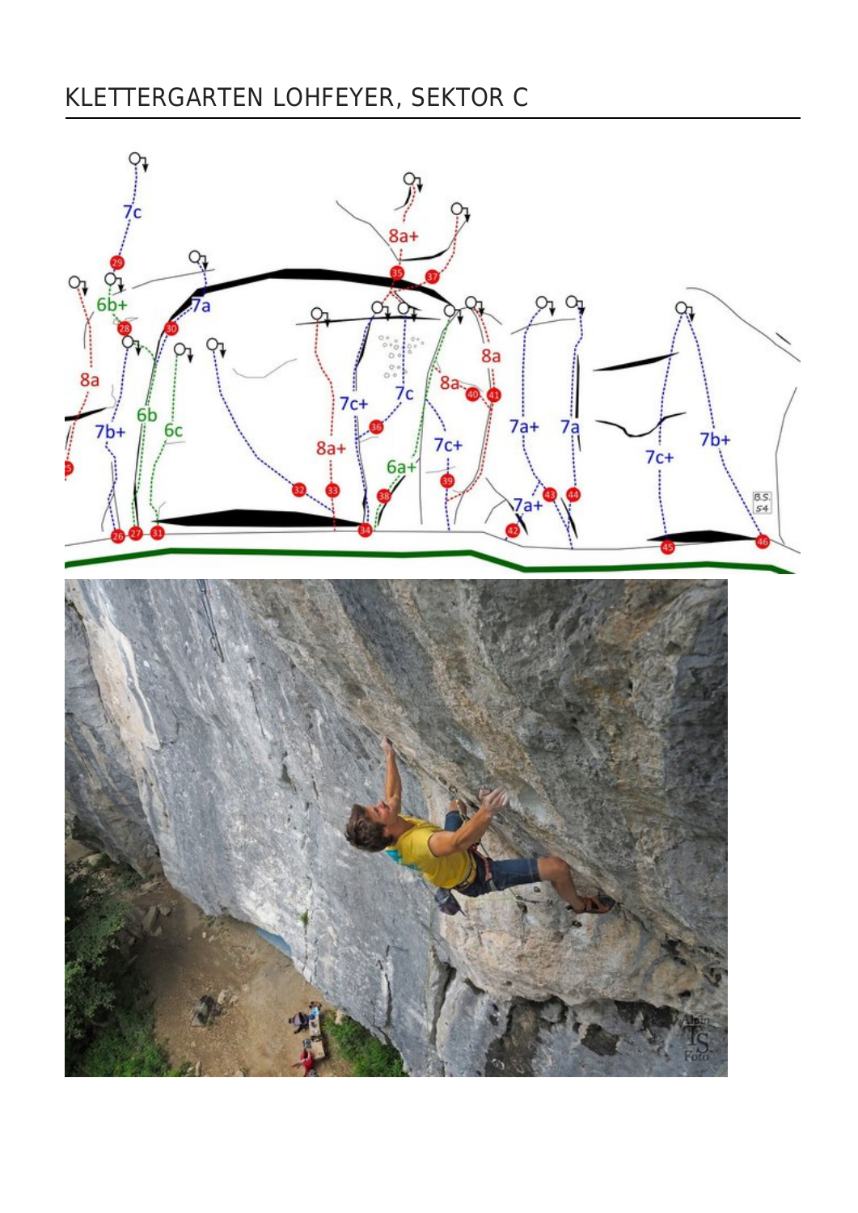# KLETTERGARTEN LOHFEYER, SEKTOR C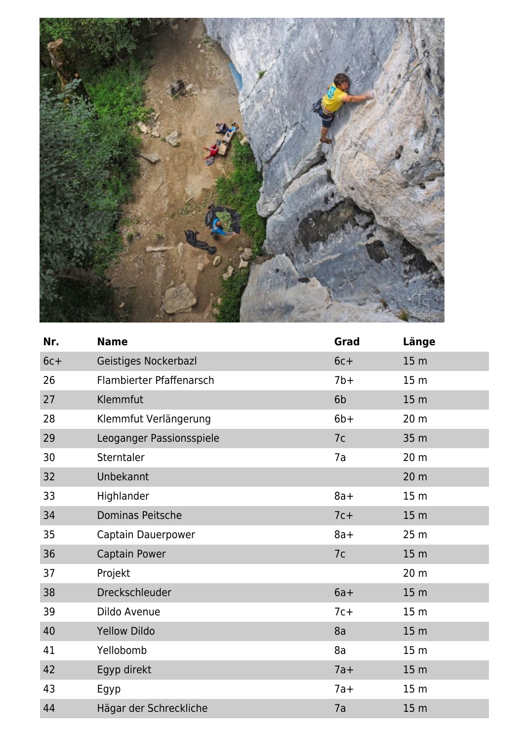| Nr. | Name | Grad | Länge |
| --- | --- | --- | --- |
| 6c+ | Geistiges Nockerbazl | 6c+ | 15 m |
| 26 | Flambierter Pfaffenarsch | 7b+ | 15 m |
| 27 | Klemmfut | 6b | 15 m |
| 28 | Klemmfut Verlängerung | 6b+ | 20 m |
| 29 | Leoganger Passionsspiele | 7c | 35 m |
| 30 | Sterntaler | 7a | 20 m |
| 32 | Unbekannt | | 20 m |
| 33 | Highlander | 8a+ | 15 m |
| 34 | Dominas Peitsche | 7c+ | 15 m |
| 35 | Captain Dauerpower | 8a+ | 25 m |
| 36 | Captain Power | 7c | 15 m |
| 37 | Projekt | | 20 m |
| 38 | Dreckschleuder | 6a+ | 15 m |
| 39 | Dildo Avenue | 7c+ | 15 m |
| 40 | Yellow Dildo | 8a | 15 m |
| 41 | Yellobomb | 8a | 15 m |
| 42 | Egyp direkt | 7a+ | 15 m |
| 43 | Egyp | 7a+ | 15 m |
| 44 | Hägar der Schreckliche | 7a | 15 m |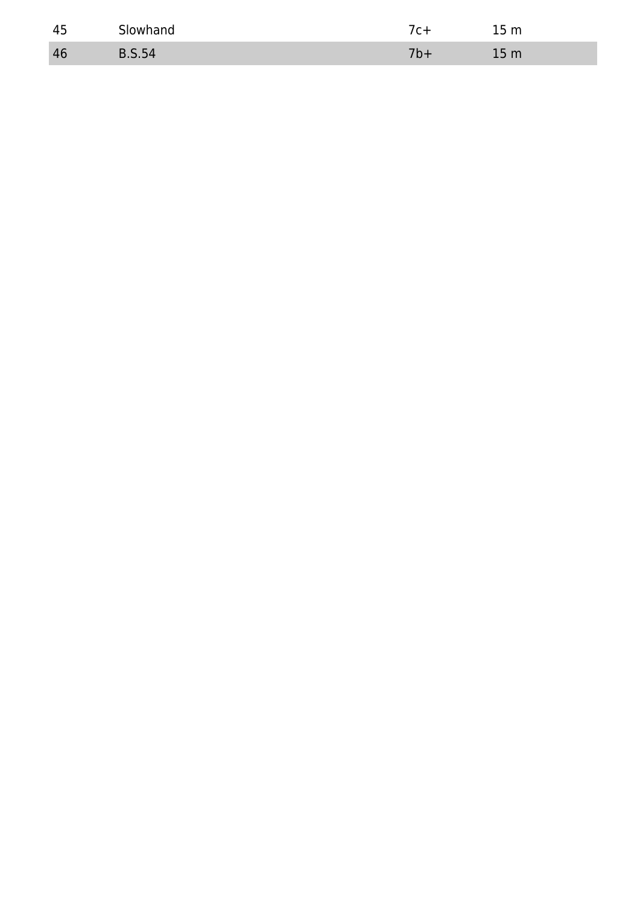| 45 | Slowhand | 7c+ | 15 m |
|---|---|---|---|
| 46 | B.S.54 | 7b+ | 15 m |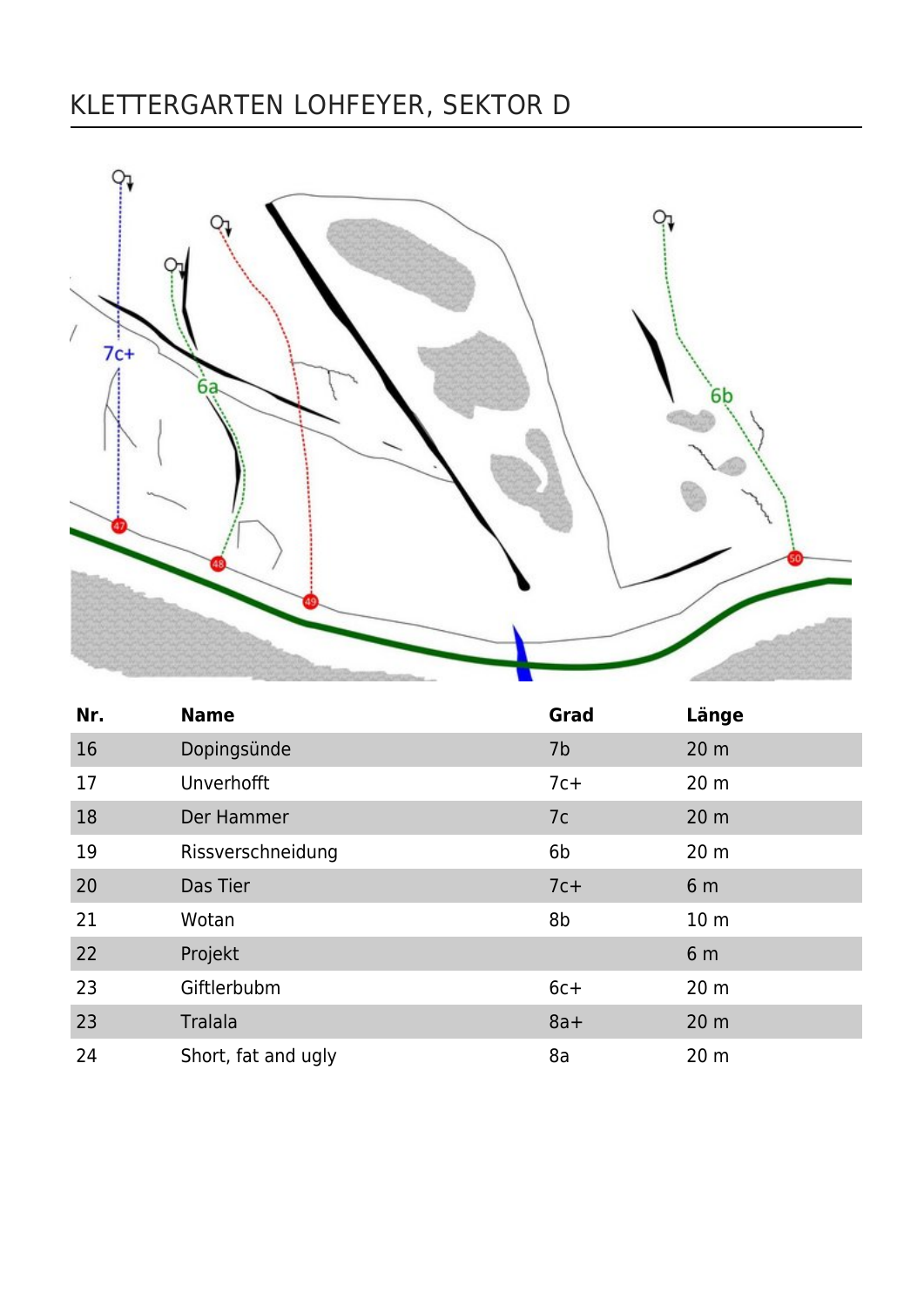# KLETTERGARTEN LOHFEYER, SEKTOR D

| Nr. | Name | Grad | Länge |
|---|---|---|---|
| 16 | Dopingsünde | 7b | 20 m |
| 17 | Unverhofft | 7c+ | 20 m |
| 18 | Der Hammer | 7c | 20 m |
| 19 | Rissverschneidung | 6b | 20 m |
| 20 | Das Tier | 7c+ | 6 m |
| 21 | Wotan | 8b | 10 m |
| 22 | Projekt | | 6 m |
| 23 | Giftlerbubm | 6c+ | 20 m |
| 23 | Tralala | 8a+ | 20 m |
| 24 | Short, fat and ugly | 8a | 20 m |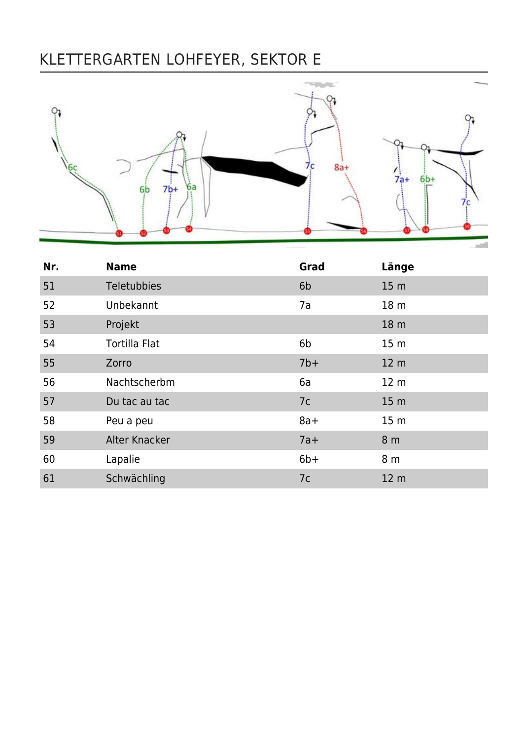# KLETTERGARTEN LOHFEYER, SEKTOR E

| Nr. | Name | Grad | Länge |
|---|---|---|---|
| 51 | Teletubbies | 6b | 15 m |
| 52 | Unbekannt | 7a | 18 m |
| 53 | Projekt | | 18 m |
| 54 | Tortilla Flat | 6b | 15 m |
| 55 | Zorro | 7b+ | 12 m |
| 56 | Nachtscherbm | 6a | 12 m |
| 57 | Du tac au tac | 7c | 15 m |
| 58 | Peu a peu | 8a+ | 15 m |
| 59 | Alter Knacker | 7a+ | 8 m |
| 60 | Lapalie | 6b+ | 8 m |
| 61 | Schwächling | 7c | 12 m |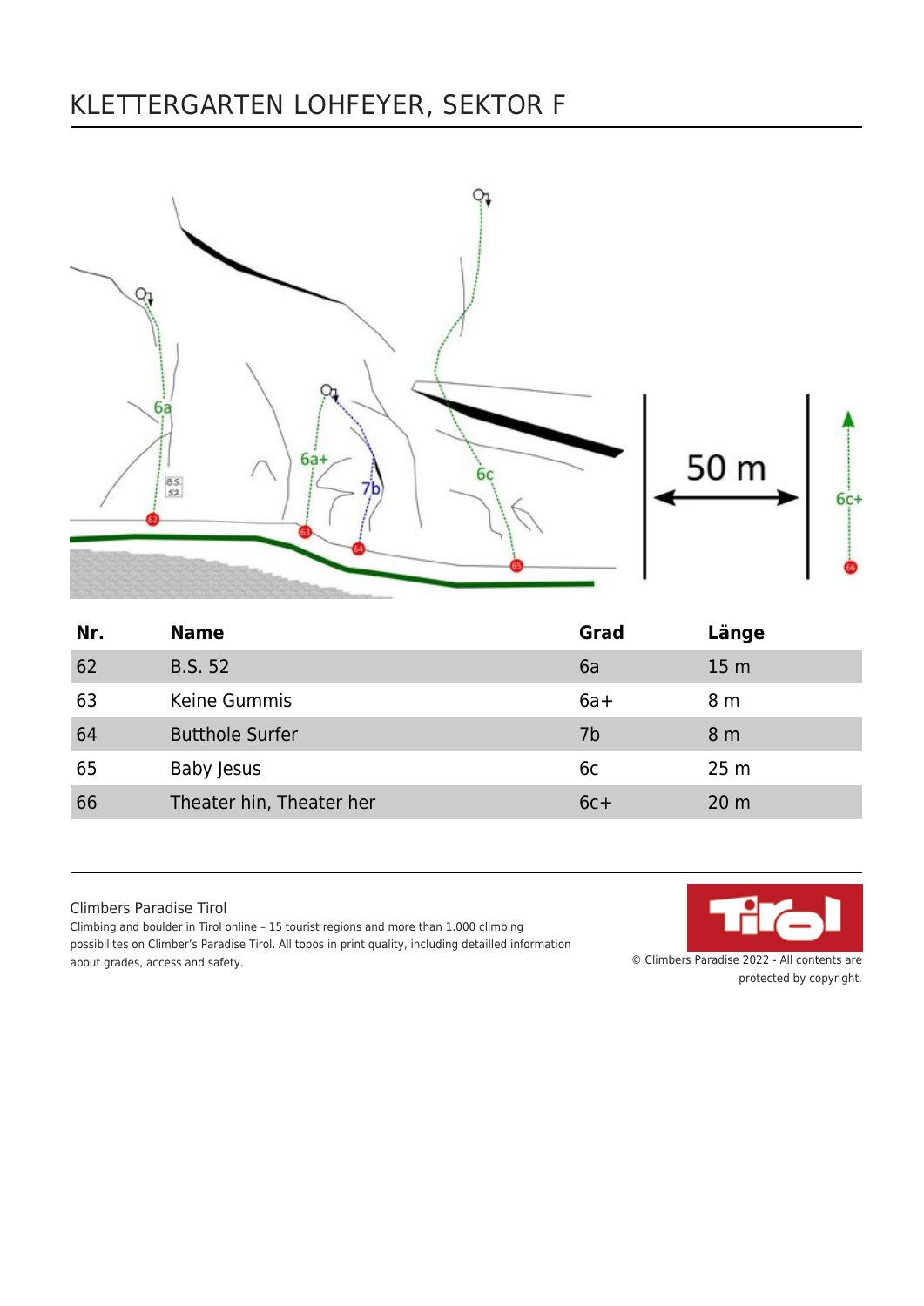# KLETTERGARTEN LOHFEYER, SEKTOR F

6a
B.S. 52
6a+
7b
6c
50 m
6c+
62
63
64
65
66

| Nr. | Name | Grad | Länge |
|---|---|---|---|
| 62 | B.S. 52 | 6a | 15 m |
| 63 | Keine Gummis | 6a+ | 8 m |
| 64 | Butthole Surfer | 7b | 8 m |
| 65 | Baby Jesus | 6c | 25 m |
| 66 | Theater hin, Theater her | 6c+ | 20 m |

Climbers Paradise Tirol

Climbing and boulder in Tirol online – 15 tourist regions and more than 1.000 climbing possibilites on Climber's Paradise Tirol. All topos in print quality, including detailled information about grades, access and safety.

© Climbers Paradise 2022 - All contents are protected by copyright.